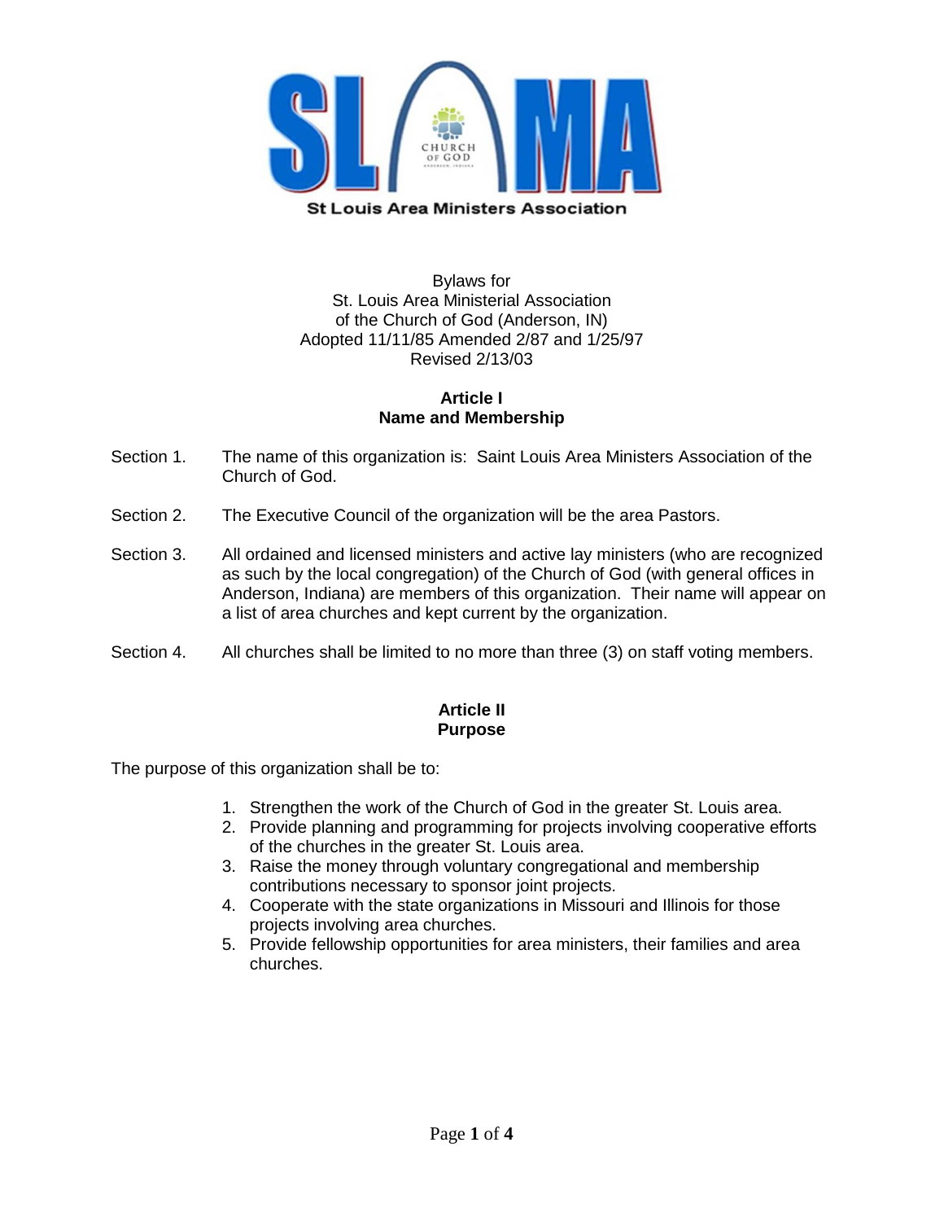St Louis Area Ministers Association

Bylaws for
St. Louis Area Ministerial Association
of the Church of God (Anderson, IN)
Adopted 11/11/85 Amended 2/87 and 1/25/97
Revised 2/13/03

## Article I
## Name and Membership

Section 1. The name of this organization is: Saint Louis Area Ministers Association of the Church of God.

Section 2. The Executive Council of the organization will be the area Pastors.

Section 3. All ordained and licensed ministers and active lay ministers (who are recognized as such by the local congregation) of the Church of God (with general offices in Anderson, Indiana) are members of this organization. Their name will appear on a list of area churches and kept current by the organization.

Section 4. All churches shall be limited to no more than three (3) on staff voting members.

## Article II
## Purpose

The purpose of this organization shall be to:

1. Strengthen the work of the Church of God in the greater St. Louis area.
2. Provide planning and programming for projects involving cooperative efforts of the churches in the greater St. Louis area.
3. Raise the money through voluntary congregational and membership contributions necessary to sponsor joint projects.
4. Cooperate with the state organizations in Missouri and Illinois for those projects involving area churches.
5. Provide fellowship opportunities for area ministers, their families and area churches.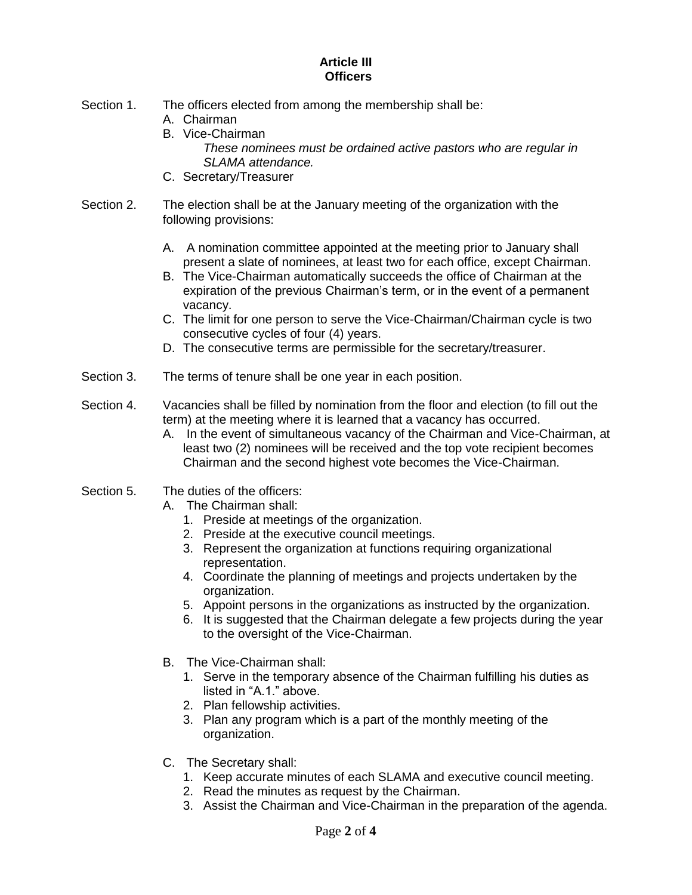## Article III
## Officers

Section 1. The officers elected from among the membership shall be:

A. Chairman
B. Vice-Chairman

*These nominees must be ordained active pastors who are regular in SLAMA attendance.*

C. Secretary/Treasurer

Section 2. The election shall be at the January meeting of the organization with the following provisions:

A. A nomination committee appointed at the meeting prior to January shall present a slate of nominees, at least two for each office, except Chairman.
B. The Vice-Chairman automatically succeeds the office of Chairman at the expiration of the previous Chairman's term, or in the event of a permanent vacancy.
C. The limit for one person to serve the Vice-Chairman/Chairman cycle is two consecutive cycles of four (4) years.
D. The consecutive terms are permissible for the secretary/treasurer.

Section 3. The terms of tenure shall be one year in each position.

Section 4. Vacancies shall be filled by nomination from the floor and election (to fill out the term) at the meeting where it is learned that a vacancy has occurred.

A. In the event of simultaneous vacancy of the Chairman and Vice-Chairman, at least two (2) nominees will be received and the top vote recipient becomes Chairman and the second highest vote becomes the Vice-Chairman.

Section 5. The duties of the officers:

A. The Chairman shall:
   1. Preside at meetings of the organization.
   2. Preside at the executive council meetings.
   3. Represent the organization at functions requiring organizational representation.
   4. Coordinate the planning of meetings and projects undertaken by the organization.
   5. Appoint persons in the organizations as instructed by the organization.
   6. It is suggested that the Chairman delegate a few projects during the year to the oversight of the Vice-Chairman.

B. The Vice-Chairman shall:
   1. Serve in the temporary absence of the Chairman fulfilling his duties as listed in "A.1." above.
   2. Plan fellowship activities.
   3. Plan any program which is a part of the monthly meeting of the organization.

C. The Secretary shall:
   1. Keep accurate minutes of each SLAMA and executive council meeting.
   2. Read the minutes as request by the Chairman.
   3. Assist the Chairman and Vice-Chairman in the preparation of the agenda.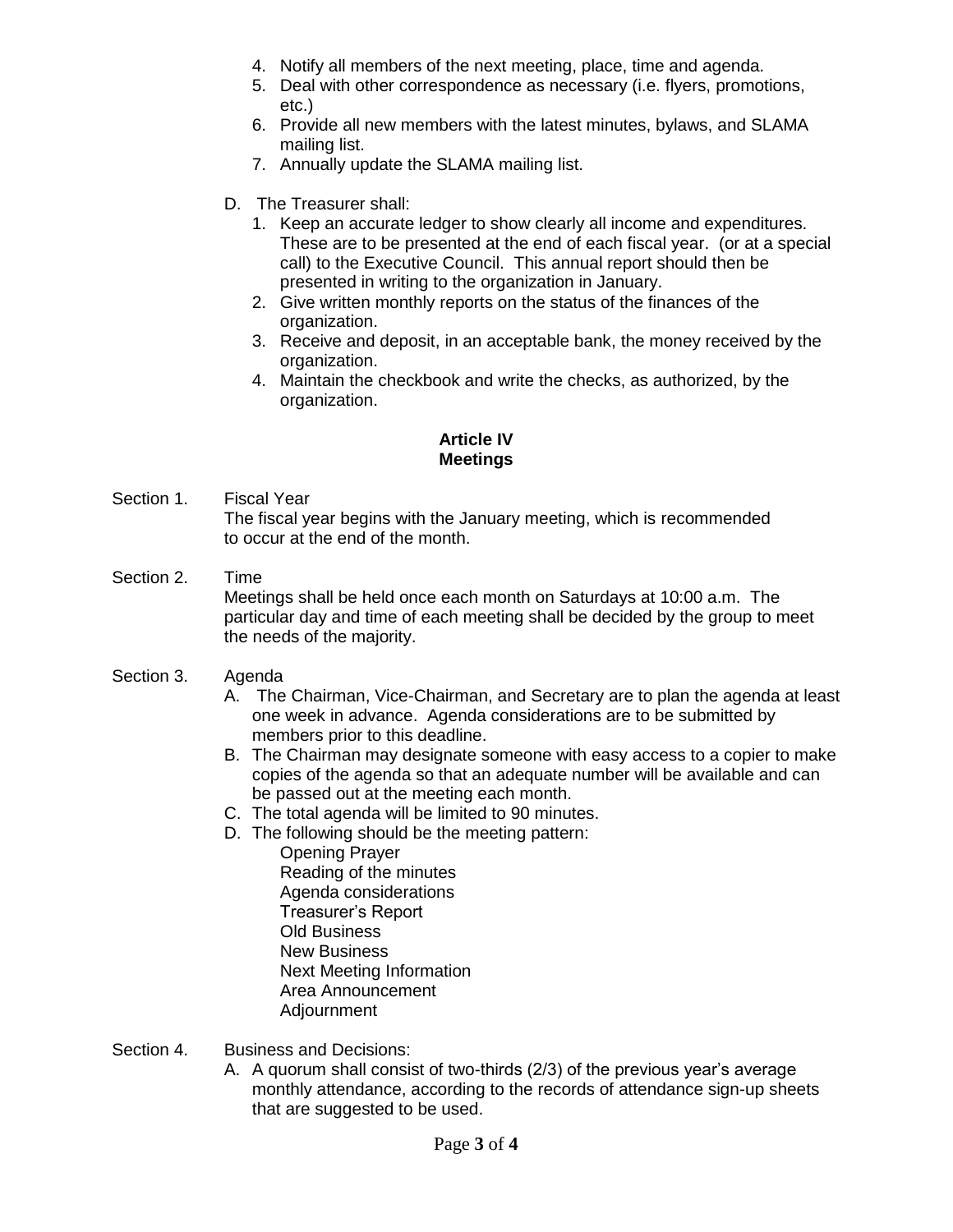4. Notify all members of the next meeting, place, time and agenda.
5. Deal with other correspondence as necessary (i.e. flyers, promotions, etc.)
6. Provide all new members with the latest minutes, bylaws, and SLAMA mailing list.
7. Annually update the SLAMA mailing list.

D. The Treasurer shall:
   1. Keep an accurate ledger to show clearly all income and expenditures. These are to be presented at the end of each fiscal year. (or at a special call) to the Executive Council. This annual report should then be presented in writing to the organization in January.
   2. Give written monthly reports on the status of the finances of the organization.
   3. Receive and deposit, in an acceptable bank, the money received by the organization.
   4. Maintain the checkbook and write the checks, as authorized, by the organization.

## Article IV
## Meetings

Section 1. Fiscal Year
The fiscal year begins with the January meeting, which is recommended to occur at the end of the month.

Section 2. Time
Meetings shall be held once each month on Saturdays at 10:00 a.m. The particular day and time of each meeting shall be decided by the group to meet the needs of the majority.

Section 3. Agenda

A. The Chairman, Vice-Chairman, and Secretary are to plan the agenda at least one week in advance. Agenda considerations are to be submitted by members prior to this deadline.
B. The Chairman may designate someone with easy access to a copier to make copies of the agenda so that an adequate number will be available and can be passed out at the meeting each month.
C. The total agenda will be limited to 90 minutes.
D. The following should be the meeting pattern:
   - Opening Prayer
   - Reading of the minutes
   - Agenda considerations
   - Treasurer's Report
   - Old Business
   - New Business
   - Next Meeting Information
   - Area Announcement
   - Adjournment

Section 4. Business and Decisions:

A. A quorum shall consist of two-thirds (2/3) of the previous year's average monthly attendance, according to the records of attendance sign-up sheets that are suggested to be used.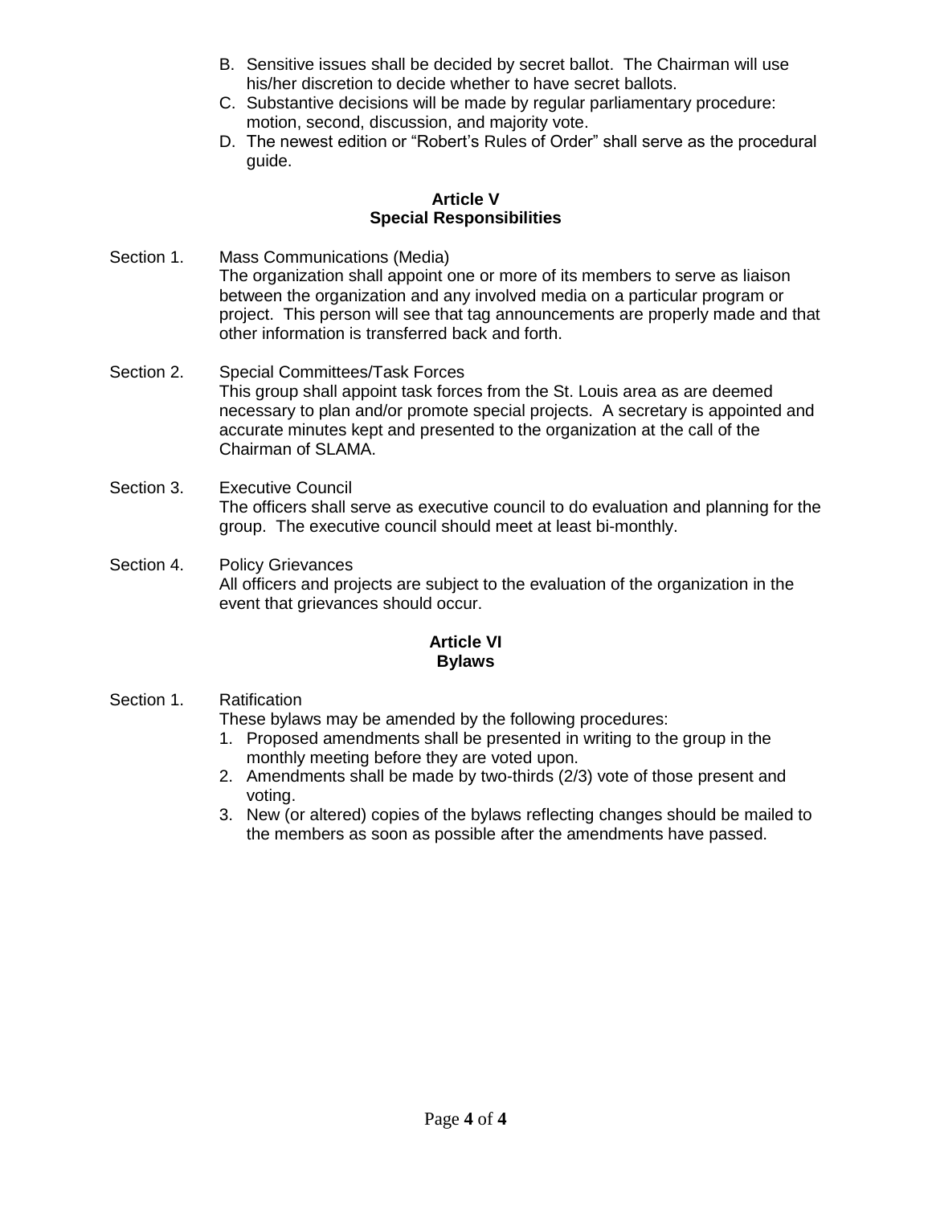B. Sensitive issues shall be decided by secret ballot. The Chairman will use his/her discretion to decide whether to have secret ballots.
C. Substantive decisions will be made by regular parliamentary procedure: motion, second, discussion, and majority vote.
D. The newest edition or "Robert's Rules of Order" shall serve as the procedural guide.

**Article V**
**Special Responsibilities**

Section 1. Mass Communications (Media)
The organization shall appoint one or more of its members to serve as liaison between the organization and any involved media on a particular program or project. This person will see that tag announcements are properly made and that other information is transferred back and forth.

Section 2. Special Committees/Task Forces
This group shall appoint task forces from the St. Louis area as are deemed necessary to plan and/or promote special projects. A secretary is appointed and accurate minutes kept and presented to the organization at the call of the Chairman of SLAMA.

Section 3. Executive Council
The officers shall serve as executive council to do evaluation and planning for the group. The executive council should meet at least bi-monthly.

Section 4. Policy Grievances
All officers and projects are subject to the evaluation of the organization in the event that grievances should occur.

**Article VI**
**Bylaws**

Section 1. Ratification
These bylaws may be amended by the following procedures:

1. Proposed amendments shall be presented in writing to the group in the monthly meeting before they are voted upon.
2. Amendments shall be made by two-thirds (2/3) vote of those present and voting.
3. New (or altered) copies of the bylaws reflecting changes should be mailed to the members as soon as possible after the amendments have passed.